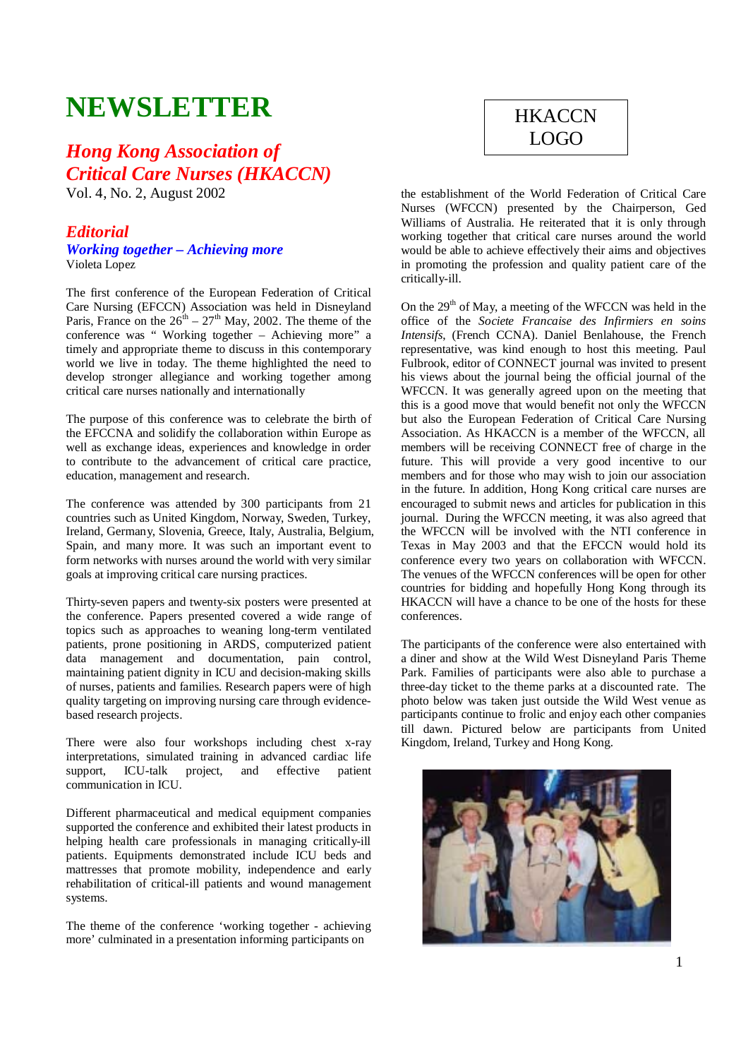# NEWSLETTER

HKACCN LOGO

## *Hong Kong Association of Critical Care Nurses (HKACCN)*

Vol. 4, No. 2, August 2002

## *Editorial*

### *Working together – Achieving more*

Violeta Lopez

The first conference of the European Federation of Critical Care Nursing (EFCCN) Association was held in Disneyland Paris, France on the 26th – 27th May, 2002. The theme of the conference was " Working together – Achieving more" a timely and appropriate theme to discuss in this contemporary world we live in today. The theme highlighted the need to develop stronger allegiance and working together among critical care nurses nationally and internationally

The purpose of this conference was to celebrate the birth of the EFCCNA and solidify the collaboration within Europe as well as exchange ideas, experiences and knowledge in order to contribute to the advancement of critical care practice, education, management and research.

The conference was attended by 300 participants from 21 countries such as United Kingdom, Norway, Sweden, Turkey, Ireland, Germany, Slovenia, Greece, Italy, Australia, Belgium, Spain, and many more. It was such an important event to form networks with nurses around the world with very similar goals at improving critical care nursing practices.

Thirty-seven papers and twenty-six posters were presented at the conference. Papers presented covered a wide range of topics such as approaches to weaning long-term ventilated patients, prone positioning in ARDS, computerized patient data management and documentation, pain control, maintaining patient dignity in ICU and decision-making skills of nurses, patients and families. Research papers were of high quality targeting on improving nursing care through evidence-based research projects.

There were also four workshops including chest x-ray interpretations, simulated training in advanced cardiac life support, ICU-talk project, and effective patient communication in ICU.

Different pharmaceutical and medical equipment companies supported the conference and exhibited their latest products in helping health care professionals in managing critically-ill patients. Equipments demonstrated include ICU beds and mattresses that promote mobility, independence and early rehabilitation of critical-ill patients and wound management systems.

The theme of the conference 'working together - achieving more' culminated in a presentation informing participants on the establishment of the World Federation of Critical Care Nurses (WFCCN) presented by the Chairperson, Ged Williams of Australia. He reiterated that it is only through working together that critical care nurses around the world would be able to achieve effectively their aims and objectives in promoting the profession and quality patient care of the critically-ill.

On the 29th of May, a meeting of the WFCCN was held in the office of the *Societe Francaise des Infirmiers en soins Intensifs*, (French CCNA). Daniel Benlahouse, the French representative, was kind enough to host this meeting. Paul Fulbrook, editor of CONNECT journal was invited to present his views about the journal being the official journal of the WFCCN. It was generally agreed upon on the meeting that this is a good move that would benefit not only the WFCCN but also the European Federation of Critical Care Nursing Association. As HKACCN is a member of the WFCCN, all members will be receiving CONNECT free of charge in the future. This will provide a very good incentive to our members and for those who may wish to join our association in the future. In addition, Hong Kong critical care nurses are encouraged to submit news and articles for publication in this journal. During the WFCCN meeting, it was also agreed that the WFCCN will be involved with the NTI conference in Texas in May 2003 and that the EFCCN would hold its conference every two years on collaboration with WFCCN. The venues of the WFCCN conferences will be open for other countries for bidding and hopefully Hong Kong through its HKACCN will have a chance to be one of the hosts for these conferences.

The participants of the conference were also entertained with a diner and show at the Wild West Disneyland Paris Theme Park. Families of participants were also able to purchase a three-day ticket to the theme parks at a discounted rate. The photo below was taken just outside the Wild West venue as participants continue to frolic and enjoy each other companies till dawn. Pictured below are participants from United Kingdom, Ireland, Turkey and Hong Kong.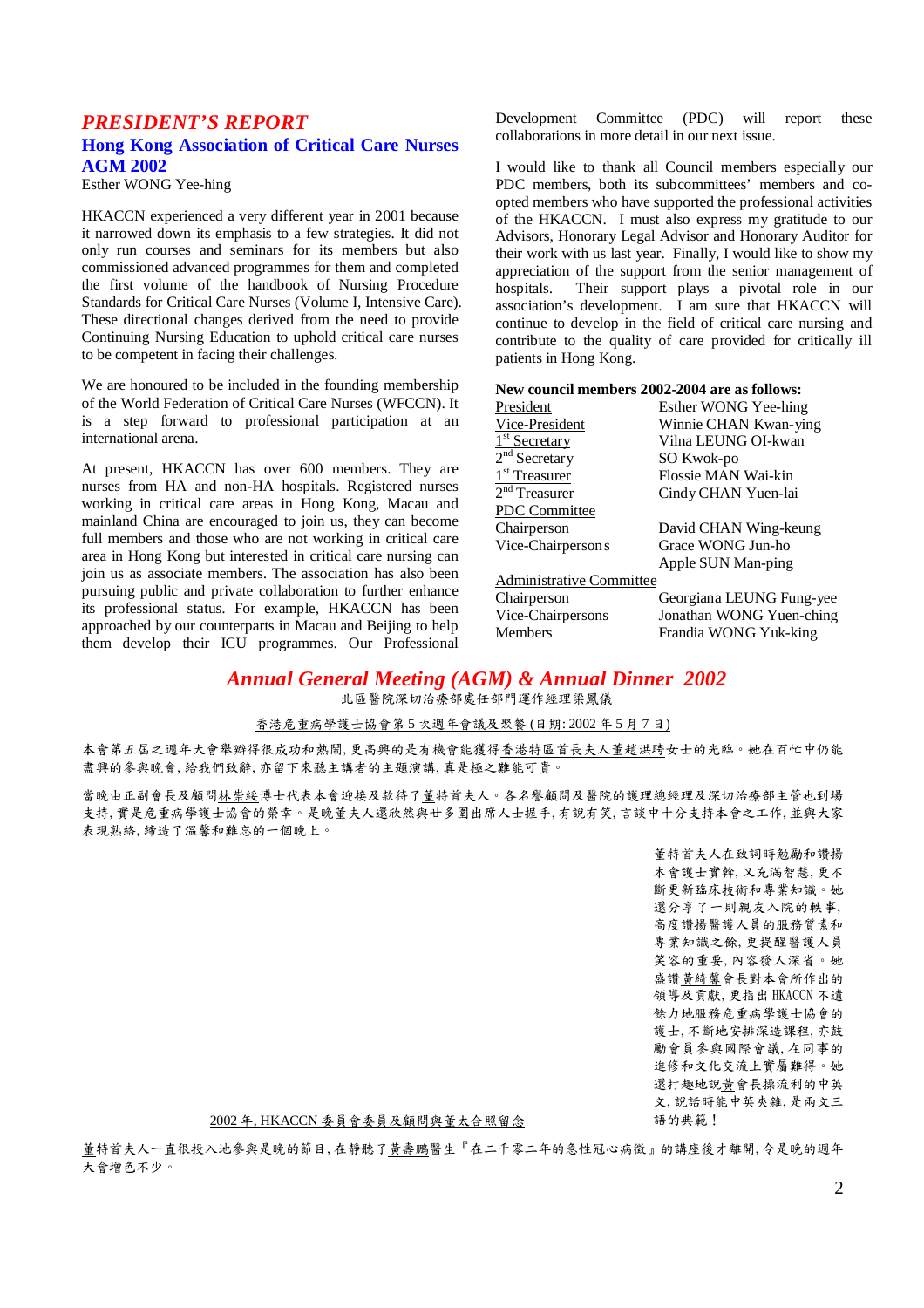## *PRESIDENT'S REPORT*

### Hong Kong Association of Critical Care Nurses AGM 2002

Esther WONG Yee-hing

HKACCN experienced a very different year in 2001 because it narrowed down its emphasis to a few strategies. It did not only run courses and seminars for its members but also commissioned advanced programmes for them and completed the first volume of the handbook of Nursing Procedure Standards for Critical Care Nurses (Volume I, Intensive Care). These directional changes derived from the need to provide Continuing Nursing Education to uphold critical care nurses to be competent in facing their challenges.

We are honoured to be included in the founding membership of the World Federation of Critical Care Nurses (WFCCN). It is a step forward to professional participation at an international arena.

At present, HKACCN has over 600 members. They are nurses from HA and non-HA hospitals. Registered nurses working in critical care areas in Hong Kong, Macau and mainland China are encouraged to join us, they can become full members and those who are not working in critical care area in Hong Kong but interested in critical care nursing can join us as associate members. The association has also been pursuing public and private collaboration to further enhance its professional status. For example, HKACCN has been approached by our counterparts in Macau and Beijing to help them develop their ICU programmes. Our Professional Development Committee (PDC) will report these collaborations in more detail in our next issue.

I would like to thank all Council members especially our PDC members, both its subcommittees' members and co-opted members who have supported the professional activities of the HKACCN. I must also express my gratitude to our Advisors, Honorary Legal Advisor and Honorary Auditor for their work with us last year. Finally, I would like to show my appreciation of the support from the senior management of hospitals. Their support plays a pivotal role in our association's development. I am sure that HKACCN will continue to develop in the field of critical care nursing and contribute to the quality of care provided for critically ill patients in Hong Kong.

**New council members 2002-2004 are as follows:**

| | |
|---|---|
| President | Esther WONG Yee-hing |
| Vice-President | Winnie CHAN Kwan-ying |
| 1st Secretary | Vilna LEUNG OI-kwan |
| 2nd Secretary | SO Kwok-po |
| 1st Treasurer | Flossie MAN Wai-kin |
| 2nd Treasurer | Cindy CHAN Yuen-lai |
| PDC Committee | |
| Chairperson | David CHAN Wing-keung |
| Vice-Chairpersons | Grace WONG Jun-ho |
| | Apple SUN Man-ping |
| Administrative Committee | |
| Chairperson | Georgiana LEUNG Fung-yee |
| Vice-Chairpersons | Jonathan WONG Yuen-ching |
| Members | Frandia WONG Yuk-king |

## *Annual General Meeting (AGM) & Annual Dinner 2002*

北區醫院深切治療部處任部門運作經理梁鳳儀

香港危重病學護士協會第5次週年會議及聚餐(日期: 2002年5月7日)

本會第五屆之週年大會舉辦得很成功和熱鬧, 更高興的是有機會能獲得香港特區首長夫人董趙洪娉女士的光臨。她在百忙中仍能盡興的參與晚會, 給我們致辭, 亦留下來聽主講者的主題演講, 真是極之難能可貴。

當晚由正副會長及顧問林崇綏博士代表本會迎接及款待了董特首夫人。各名譽顧問及醫院的護理總經理及深切治療部主管也到場支持, 實是危重病學護士協會的榮幸。是晚董夫人還欣然與廿多圍出席人士握手, 有說有笑, 言談中十分支持本會之工作, 並與大家表現熟絡, 締造了溫馨和難忘的一個晚上。

董特首夫人在致詞時勉勵和讚揚本會護士實幹, 又充滿智慧, 更不斷更新臨床技術和專業知識。她還分享了一則親友入院的軼事, 高度讚揚醫護人員的服務質素和專業知識之餘, 更提醒醫護人員笑容的重要, 內容發人深省。她盛讚黃綺馨會長對本會所作出的領導及貢獻, 更指出HKACCN不遺餘力地服務危重病學護士協會的護士, 不斷地安排深造課程, 亦鼓勵會員參與國際會議, 在同事的進修和文化交流上實屬難得。她還打趣地說黃會長操流利的中英文, 說話時能中英夾雜, 是兩文三語的典範!

2002年, HKACCN委員會委員及顧問與董太合照留念

董特首夫人一直很投入地參與是晚的節目, 在靜聽了黃壽鵬醫生『在二千零二年的急性冠心病徵』的講座後才離開, 令是晚的週年大會增色不少。